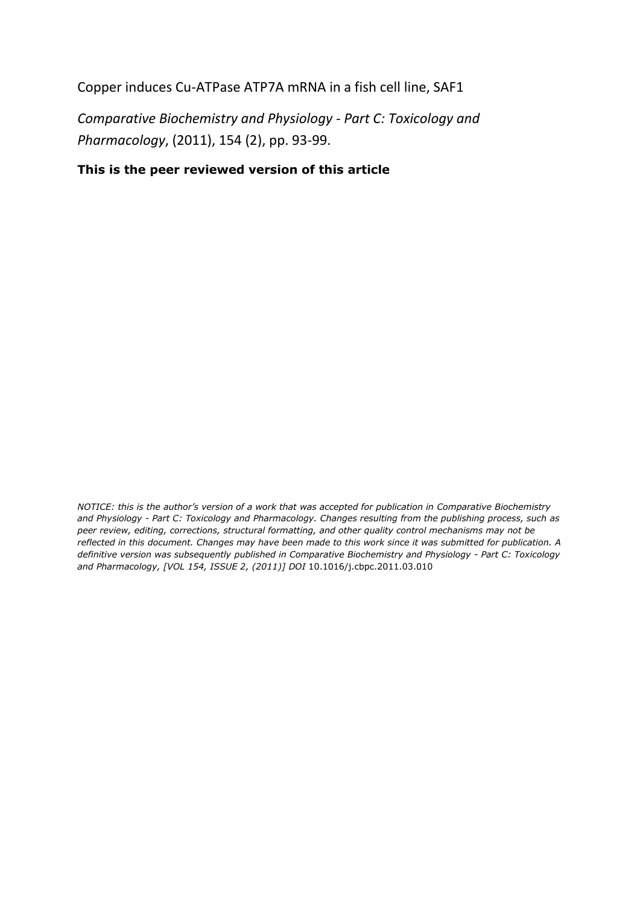Copper induces Cu-ATPase ATP7A mRNA in a fish cell line, SAF1

*Comparative Biochemistry and Physiology - Part C: Toxicology and Pharmacology*, (2011), 154 (2), pp. 93-99.

**This is the peer reviewed version of this article**

*NOTICE: this is the author's version of a work that was accepted for publication in Comparative Biochemistry and Physiology - Part C: Toxicology and Pharmacology. Changes resulting from the publishing process, such as peer review, editing, corrections, structural formatting, and other quality control mechanisms may not be reflected in this document. Changes may have been made to this work since it was submitted for publication. A definitive version was subsequently published in Comparative Biochemistry and Physiology - Part C: Toxicology and Pharmacology, [VOL 154, ISSUE 2, (2011)] DOI* 10.1016/j.cbpc.2011.03.010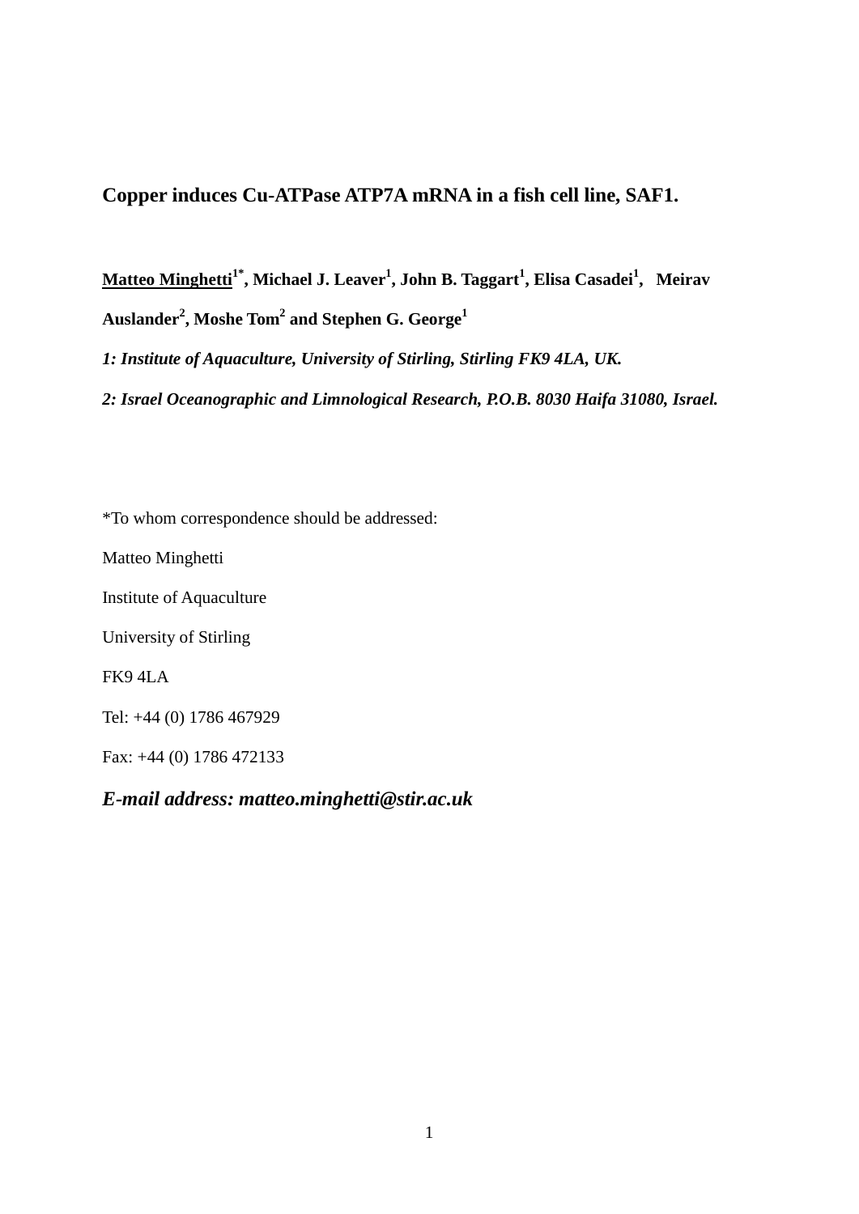# Copper induces Cu-ATPase ATP7A mRNA in a fish cell line, SAF1.

**<u>Matteo Minghetti</u>[1*], Michael J. Leaver[1], John B. Taggart[1], Elisa Casadei[1], Meirav Auslander[2], Moshe Tom[2] and Stephen G. George[1]**

***1: Institute of Aquaculture, University of Stirling, Stirling FK9 4LA, UK.***

***2: Israel Oceanographic and Limnological Research, P.O.B. 8030 Haifa 31080, Israel.***

*To whom correspondence should be addressed:

Matteo Minghetti

Institute of Aquaculture

University of Stirling

FK9 4LA

Tel: +44 (0) 1786 467929

Fax: +44 (0) 1786 472133

***E-mail address: matteo.minghetti@stir.ac.uk***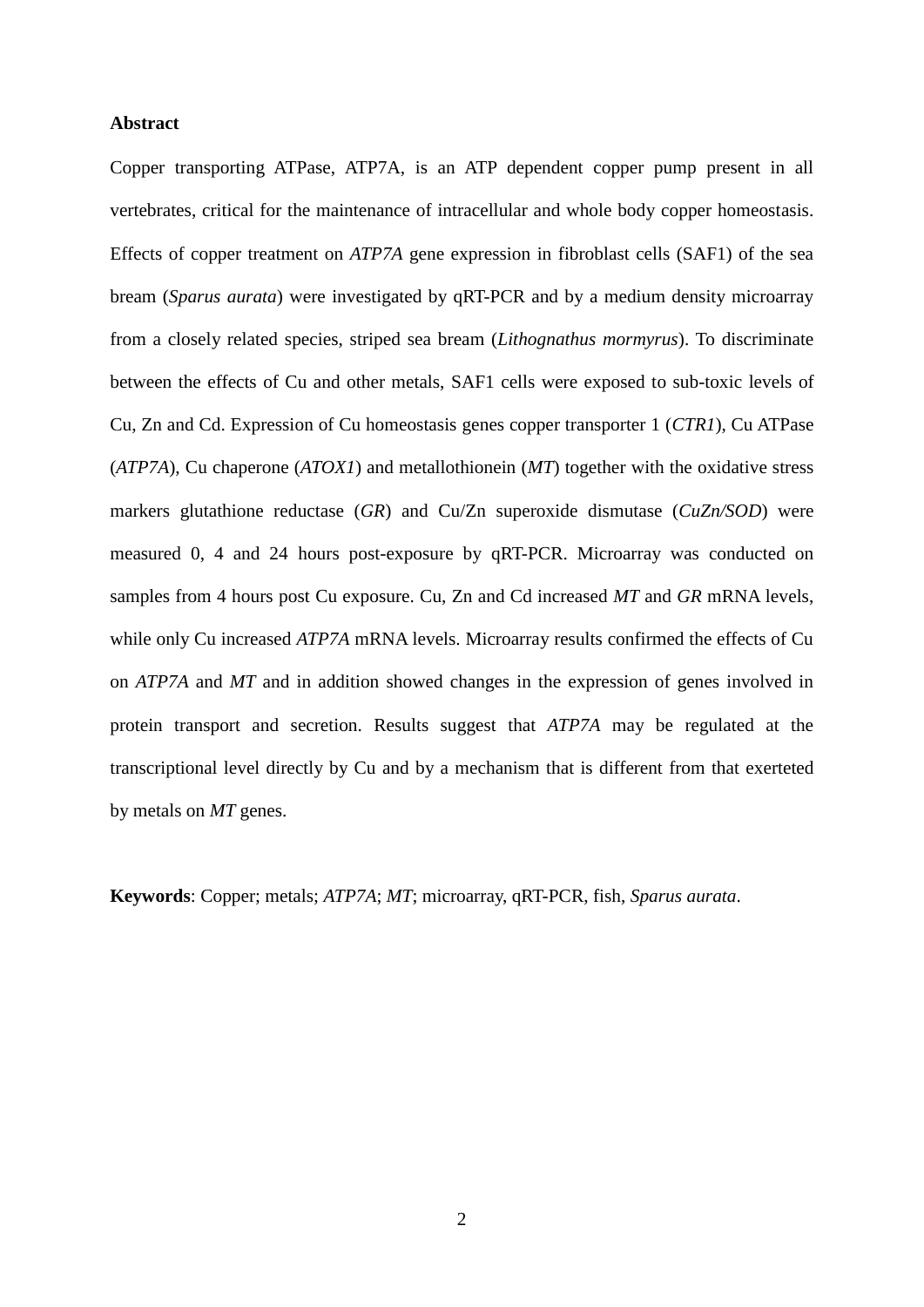**Abstract**

Copper transporting ATPase, ATP7A, is an ATP dependent copper pump present in all vertebrates, critical for the maintenance of intracellular and whole body copper homeostasis. Effects of copper treatment on *ATP7A* gene expression in fibroblast cells (SAF1) of the sea bream (*Sparus aurata*) were investigated by qRT-PCR and by a medium density microarray from a closely related species, striped sea bream (*Lithognathus mormyrus*). To discriminate between the effects of Cu and other metals, SAF1 cells were exposed to sub-toxic levels of Cu, Zn and Cd. Expression of Cu homeostasis genes copper transporter 1 (*CTR1*), Cu ATPase (*ATP7A*), Cu chaperone (*ATOX1*) and metallothionein (*MT*) together with the oxidative stress markers glutathione reductase (*GR*) and Cu/Zn superoxide dismutase (*CuZn/SOD*) were measured 0, 4 and 24 hours post-exposure by qRT-PCR. Microarray was conducted on samples from 4 hours post Cu exposure. Cu, Zn and Cd increased *MT* and *GR* mRNA levels, while only Cu increased *ATP7A* mRNA levels. Microarray results confirmed the effects of Cu on *ATP7A* and *MT* and in addition showed changes in the expression of genes involved in protein transport and secretion. Results suggest that *ATP7A* may be regulated at the transcriptional level directly by Cu and by a mechanism that is different from that exerteted by metals on *MT* genes.

**Keywords**: Copper; metals; *ATP7A*; *MT*; microarray, qRT-PCR, fish, *Sparus aurata*.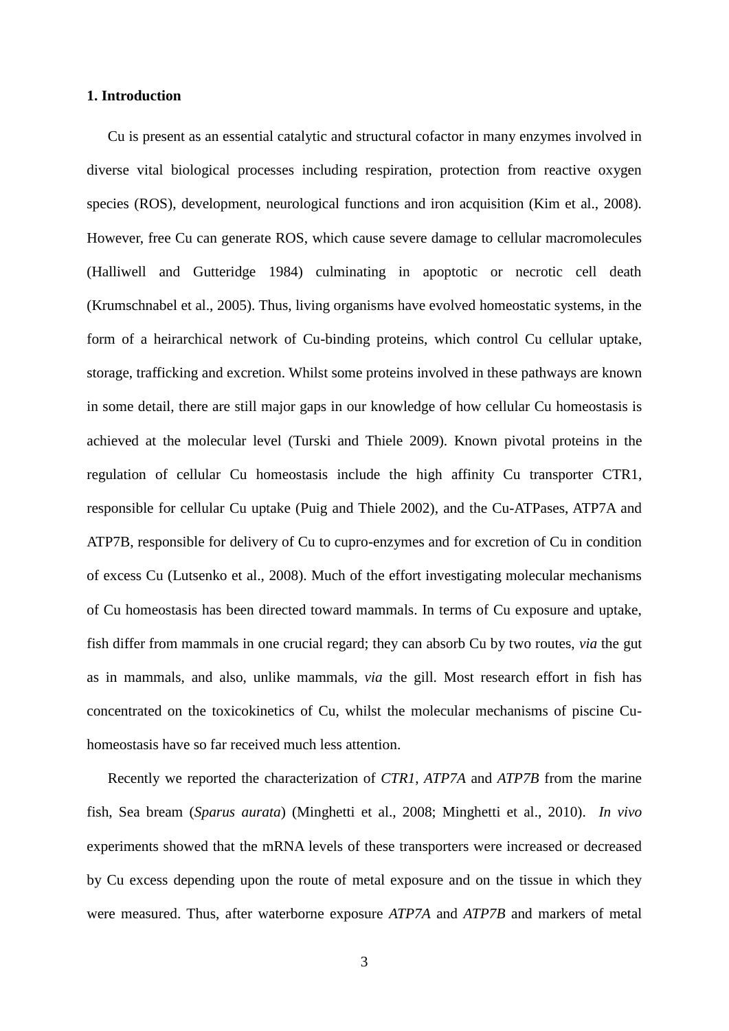## 1. Introduction

Cu is present as an essential catalytic and structural cofactor in many enzymes involved in diverse vital biological processes including respiration, protection from reactive oxygen species (ROS), development, neurological functions and iron acquisition (Kim et al., 2008). However, free Cu can generate ROS, which cause severe damage to cellular macromolecules (Halliwell and Gutteridge 1984) culminating in apoptotic or necrotic cell death (Krumschnabel et al., 2005). Thus, living organisms have evolved homeostatic systems, in the form of a heirarchical network of Cu-binding proteins, which control Cu cellular uptake, storage, trafficking and excretion. Whilst some proteins involved in these pathways are known in some detail, there are still major gaps in our knowledge of how cellular Cu homeostasis is achieved at the molecular level (Turski and Thiele 2009). Known pivotal proteins in the regulation of cellular Cu homeostasis include the high affinity Cu transporter CTR1, responsible for cellular Cu uptake (Puig and Thiele 2002), and the Cu-ATPases, ATP7A and ATP7B, responsible for delivery of Cu to cupro-enzymes and for excretion of Cu in condition of excess Cu (Lutsenko et al., 2008). Much of the effort investigating molecular mechanisms of Cu homeostasis has been directed toward mammals. In terms of Cu exposure and uptake, fish differ from mammals in one crucial regard; they can absorb Cu by two routes, *via* the gut as in mammals, and also, unlike mammals, *via* the gill. Most research effort in fish has concentrated on the toxicokinetics of Cu, whilst the molecular mechanisms of piscine Cu-homeostasis have so far received much less attention.

Recently we reported the characterization of *CTR1*, *ATP7A* and *ATP7B* from the marine fish, Sea bream (*Sparus aurata*) (Minghetti et al., 2008; Minghetti et al., 2010). *In vivo* experiments showed that the mRNA levels of these transporters were increased or decreased by Cu excess depending upon the route of metal exposure and on the tissue in which they were measured. Thus, after waterborne exposure *ATP7A* and *ATP7B* and markers of metal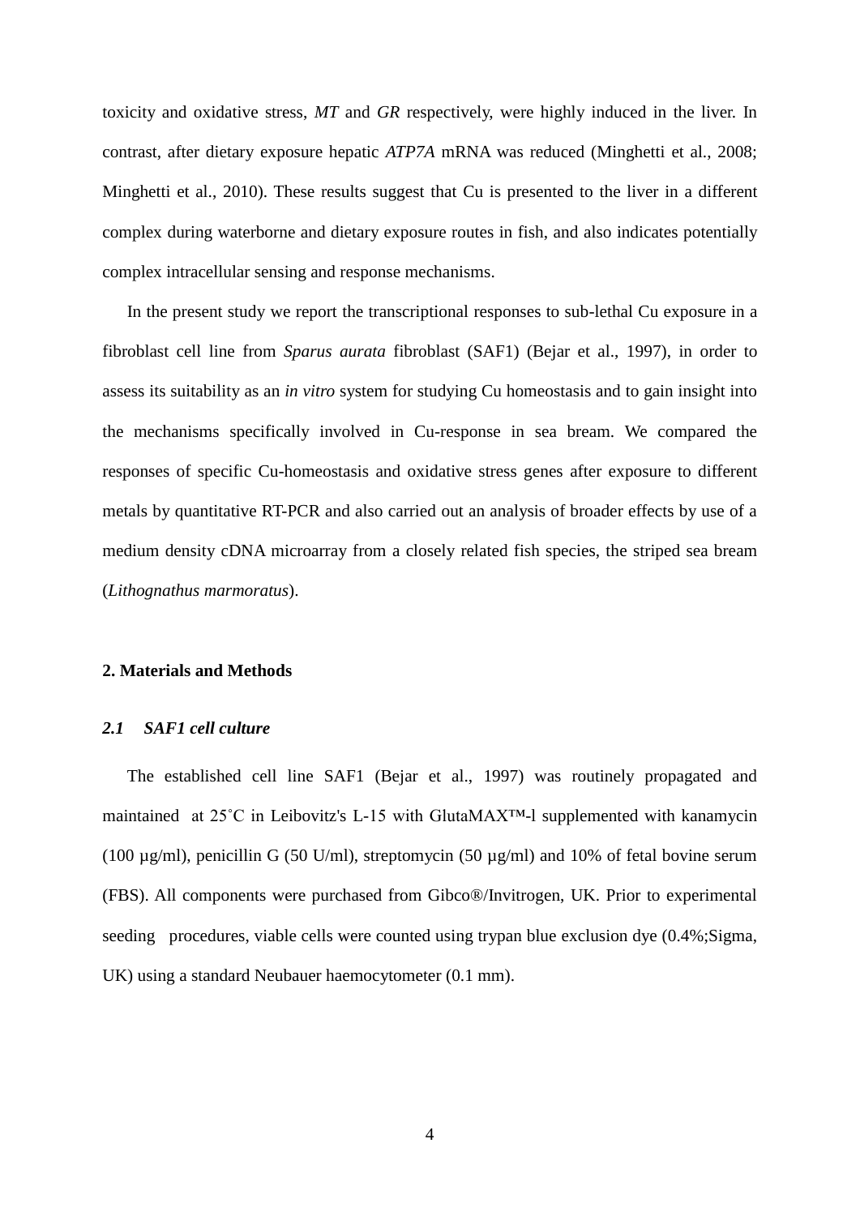toxicity and oxidative stress, *MT* and *GR* respectively, were highly induced in the liver. In contrast, after dietary exposure hepatic *ATP7A* mRNA was reduced (Minghetti et al., 2008; Minghetti et al., 2010). These results suggest that Cu is presented to the liver in a different complex during waterborne and dietary exposure routes in fish, and also indicates potentially complex intracellular sensing and response mechanisms.

In the present study we report the transcriptional responses to sub-lethal Cu exposure in a fibroblast cell line from *Sparus aurata* fibroblast (SAF1) (Bejar et al., 1997), in order to assess its suitability as an *in vitro* system for studying Cu homeostasis and to gain insight into the mechanisms specifically involved in Cu-response in sea bream. We compared the responses of specific Cu-homeostasis and oxidative stress genes after exposure to different metals by quantitative RT-PCR and also carried out an analysis of broader effects by use of a medium density cDNA microarray from a closely related fish species, the striped sea bream (*Lithognathus marmoratus*).

## 2. Materials and Methods

### *2.1 SAF1 cell culture*

The established cell line SAF1 (Bejar et al., 1997) was routinely propagated and maintained at 25˚C in Leibovitz's L-15 with GlutaMAX™-l supplemented with kanamycin (100 µg/ml), penicillin G (50 U/ml), streptomycin (50 µg/ml) and 10% of fetal bovine serum (FBS). All components were purchased from Gibco®/Invitrogen, UK. Prior to experimental seeding procedures, viable cells were counted using trypan blue exclusion dye (0.4%;Sigma, UK) using a standard Neubauer haemocytometer (0.1 mm).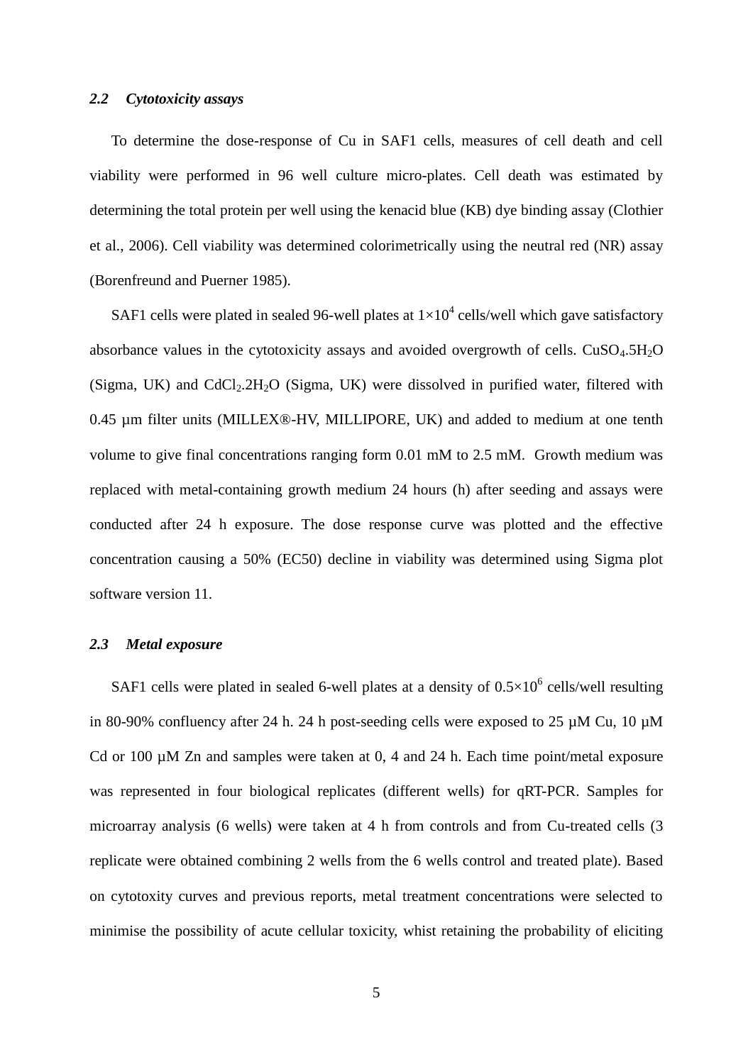### *2.2 Cytotoxicity assays*

To determine the dose-response of Cu in SAF1 cells, measures of cell death and cell viability were performed in 96 well culture micro-plates. Cell death was estimated by determining the total protein per well using the kenacid blue (KB) dye binding assay (Clothier et al., 2006). Cell viability was determined colorimetrically using the neutral red (NR) assay (Borenfreund and Puerner 1985).

SAF1 cells were plated in sealed 96-well plates at $1\times10^4$ cells/well which gave satisfactory absorbance values in the cytotoxicity assays and avoided overgrowth of cells. $CuSO_4.5H_2O$ (Sigma, UK) and $CdCl_2.2H_2O$ (Sigma, UK) were dissolved in purified water, filtered with 0.45 µm filter units (MILLEX®-HV, MILLIPORE, UK) and added to medium at one tenth volume to give final concentrations ranging form 0.01 mM to 2.5 mM. Growth medium was replaced with metal-containing growth medium 24 hours (h) after seeding and assays were conducted after 24 h exposure. The dose response curve was plotted and the effective concentration causing a 50% (EC50) decline in viability was determined using Sigma plot software version 11.

### *2.3 Metal exposure*

SAF1 cells were plated in sealed 6-well plates at a density of $0.5\times10^6$ cells/well resulting in 80-90% confluency after 24 h. 24 h post-seeding cells were exposed to 25 µM Cu, 10 µM Cd or 100 µM Zn and samples were taken at 0, 4 and 24 h. Each time point/metal exposure was represented in four biological replicates (different wells) for qRT-PCR. Samples for microarray analysis (6 wells) were taken at 4 h from controls and from Cu-treated cells (3 replicate were obtained combining 2 wells from the 6 wells control and treated plate). Based on cytotoxity curves and previous reports, metal treatment concentrations were selected to minimise the possibility of acute cellular toxicity, whist retaining the probability of eliciting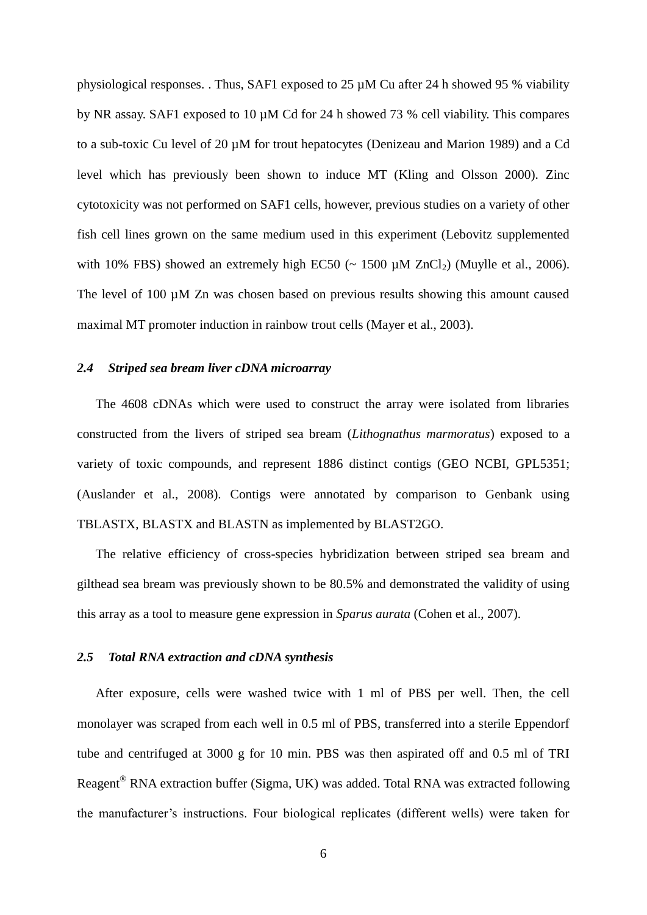physiological responses. . Thus, SAF1 exposed to 25 µM Cu after 24 h showed 95 % viability by NR assay. SAF1 exposed to 10 µM Cd for 24 h showed 73 % cell viability. This compares to a sub-toxic Cu level of 20 µM for trout hepatocytes (Denizeau and Marion 1989) and a Cd level which has previously been shown to induce MT (Kling and Olsson 2000). Zinc cytotoxicity was not performed on SAF1 cells, however, previous studies on a variety of other fish cell lines grown on the same medium used in this experiment (Lebovitz supplemented with 10% FBS) showed an extremely high EC50 (~ 1500 µM $ZnCl_2$) (Muylle et al., 2006). The level of 100 µM Zn was chosen based on previous results showing this amount caused maximal MT promoter induction in rainbow trout cells (Mayer et al., 2003).

### *2.4 Striped sea bream liver cDNA microarray*

The 4608 cDNAs which were used to construct the array were isolated from libraries constructed from the livers of striped sea bream (*Lithognathus marmoratus*) exposed to a variety of toxic compounds, and represent 1886 distinct contigs (GEO NCBI, GPL5351; (Auslander et al., 2008). Contigs were annotated by comparison to Genbank using TBLASTX, BLASTX and BLASTN as implemented by BLAST2GO.

The relative efficiency of cross-species hybridization between striped sea bream and gilthead sea bream was previously shown to be 80.5% and demonstrated the validity of using this array as a tool to measure gene expression in *Sparus aurata* (Cohen et al., 2007).

### *2.5 Total RNA extraction and cDNA synthesis*

After exposure, cells were washed twice with 1 ml of PBS per well. Then, the cell monolayer was scraped from each well in 0.5 ml of PBS, transferred into a sterile Eppendorf tube and centrifuged at 3000 g for 10 min. PBS was then aspirated off and 0.5 ml of TRI Reagent® RNA extraction buffer (Sigma, UK) was added. Total RNA was extracted following the manufacturer's instructions. Four biological replicates (different wells) were taken for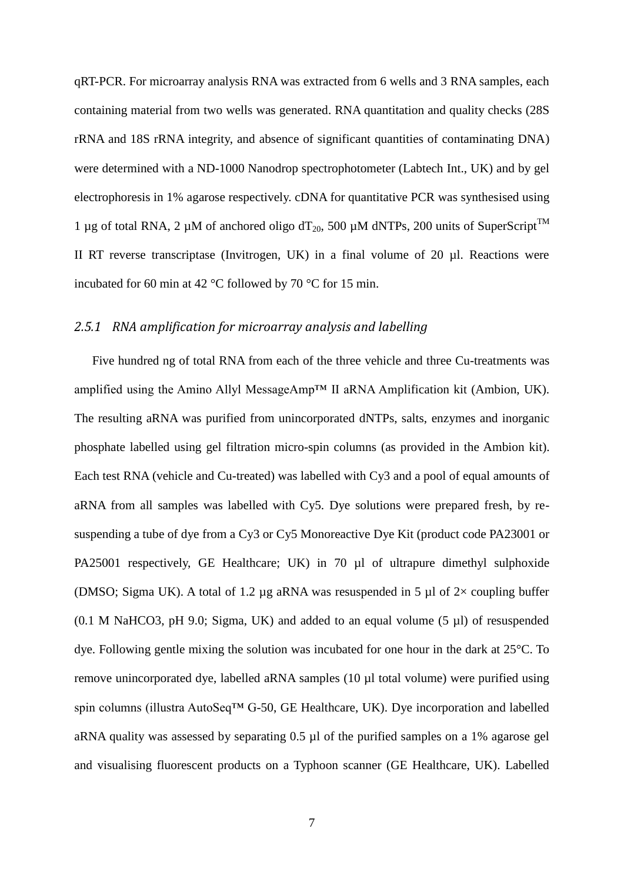qRT-PCR. For microarray analysis RNA was extracted from 6 wells and 3 RNA samples, each containing material from two wells was generated. RNA quantitation and quality checks (28S rRNA and 18S rRNA integrity, and absence of significant quantities of contaminating DNA) were determined with a ND-1000 Nanodrop spectrophotometer (Labtech Int., UK) and by gel electrophoresis in 1% agarose respectively. cDNA for quantitative PCR was synthesised using 1 µg of total RNA, 2 µM of anchored oligo $dT_{20}$, 500 µM dNTPs, 200 units of SuperScript™ II RT reverse transcriptase (Invitrogen, UK) in a final volume of 20 µl. Reactions were incubated for 60 min at 42 °C followed by 70 °C for 15 min.

### *2.5.1 RNA amplification for microarray analysis and labelling*

Five hundred ng of total RNA from each of the three vehicle and three Cu-treatments was amplified using the Amino Allyl MessageAmp™ II aRNA Amplification kit (Ambion, UK). The resulting aRNA was purified from unincorporated dNTPs, salts, enzymes and inorganic phosphate labelled using gel filtration micro-spin columns (as provided in the Ambion kit). Each test RNA (vehicle and Cu-treated) was labelled with Cy3 and a pool of equal amounts of aRNA from all samples was labelled with Cy5. Dye solutions were prepared fresh, by re-suspending a tube of dye from a Cy3 or Cy5 Monoreactive Dye Kit (product code PA23001 or PA25001 respectively, GE Healthcare; UK) in 70 µl of ultrapure dimethyl sulphoxide (DMSO; Sigma UK). A total of 1.2 µg aRNA was resuspended in 5 µl of 2× coupling buffer (0.1 M $NaHCO_3$, pH 9.0; Sigma, UK) and added to an equal volume (5 µl) of resuspended dye. Following gentle mixing the solution was incubated for one hour in the dark at 25°C. To remove unincorporated dye, labelled aRNA samples (10 µl total volume) were purified using spin columns (illustra AutoSeq™ G-50, GE Healthcare, UK). Dye incorporation and labelled aRNA quality was assessed by separating 0.5 µl of the purified samples on a 1% agarose gel and visualising fluorescent products on a Typhoon scanner (GE Healthcare, UK). Labelled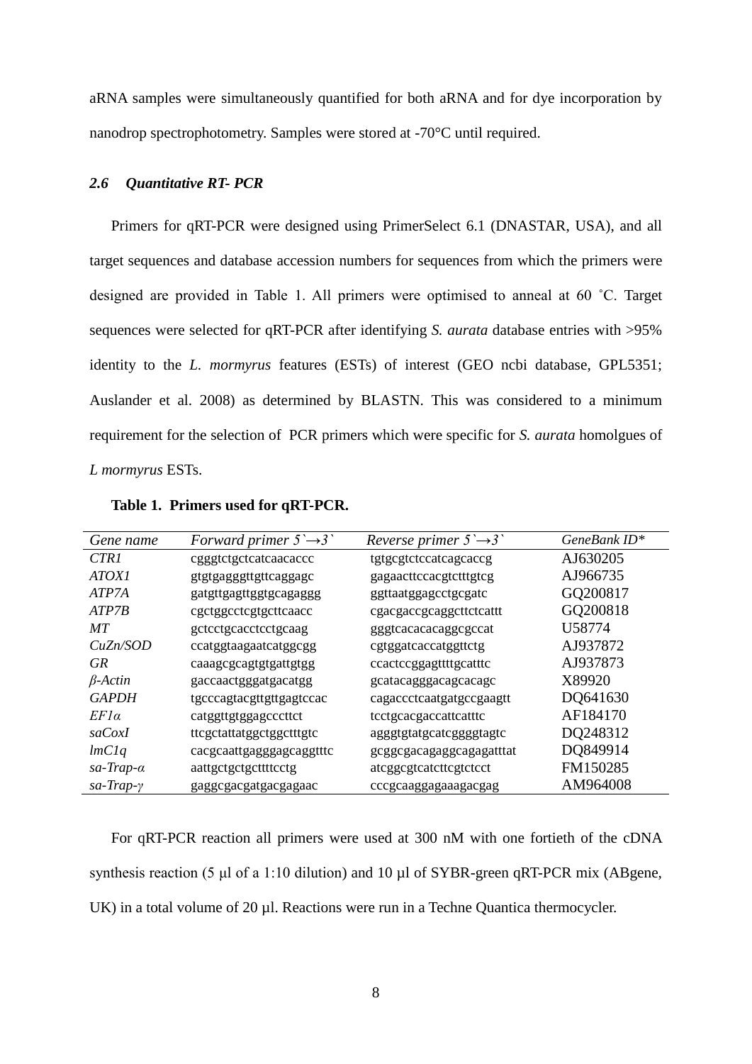aRNA samples were simultaneously quantified for both aRNA and for dye incorporation by nanodrop spectrophotometry. Samples were stored at -70°C until required.

### *2.6 Quantitative RT- PCR*

Primers for qRT-PCR were designed using PrimerSelect 6.1 (DNASTAR, USA), and all target sequences and database accession numbers for sequences from which the primers were designed are provided in Table 1. All primers were optimised to anneal at 60 ˚C. Target sequences were selected for qRT-PCR after identifying *S. aurata* database entries with >95% identity to the *L. mormyrus* features (ESTs) of interest (GEO ncbi database, GPL5351; Auslander et al. 2008) as determined by BLASTN. This was considered to a minimum requirement for the selection of PCR primers which were specific for *S. aurata* homolgues of *L mormyrus* ESTs.

**Table 1. Primers used for qRT-PCR.**

| *Gene name* | *Forward primer 5`→3`* | *Reverse primer 5`→3`* | *GeneBank ID\** |
|---|---|---|---|
| *CTR1* | cgggtctgctcatcaacaccc | tgtgcgtctccatcagcaccg | AJ630205 |
| *ATOX1* | gtgtgagggttgttcaggagc | gagaacttccacgtctttgtcg | AJ966735 |
| *ATP7A* | gatgttgagttggtgcagaggg | ggttaatggagcctgcgatc | GQ200817 |
| *ATP7B* | cgctggcctcgtgcttcaacc | cgacgaccgcaggcttctcattt | GQ200818 |
| *MT* | gctcctgcacctcctgcaag | gggtcacacacaggcgccat | U58774 |
| *CuZn/SOD* | ccatggtaagaatcatggcgg | cgtggatcaccatggttctg | AJ937872 |
| *GR* | caaagcgcagtgtgattgtgg | ccactccggagttttgcatttc | AJ937873 |
| *β-Actin* | gaccaactgggatgacatgg | gcatacagggacagcacagc | X89920 |
| *GAPDH* | tgcccagtacgttgttgagtccac | cagaccctcaatgatgccgaagtt | DQ641630 |
| *EF1α* | catggttgtggagcccttct | tcctgcacgaccattcatttc | AF184170 |
| *saCoxI* | ttcgctattatggctggctttgtc | agggtgtatgcatcggggtagtc | DQ248312 |
| *lmC1q* | cacgcaattgagggagcaggtttc | gcggcgacagaggcagagatttat | DQ849914 |
| *sa-Trap-α* | aattgctgctgcttttcctg | atcggcgtcatcttcgtctcct | FM150285 |
| *sa-Trap-γ* | gaggcgacgatgacgagaac | cccgcaaggagaaagacgag | AM964008 |

For qRT-PCR reaction all primers were used at 300 nM with one fortieth of the cDNA synthesis reaction (5 µl of a 1:10 dilution) and 10 µl of SYBR-green qRT-PCR mix (ABgene, UK) in a total volume of 20 µl. Reactions were run in a Techne Quantica thermocycler.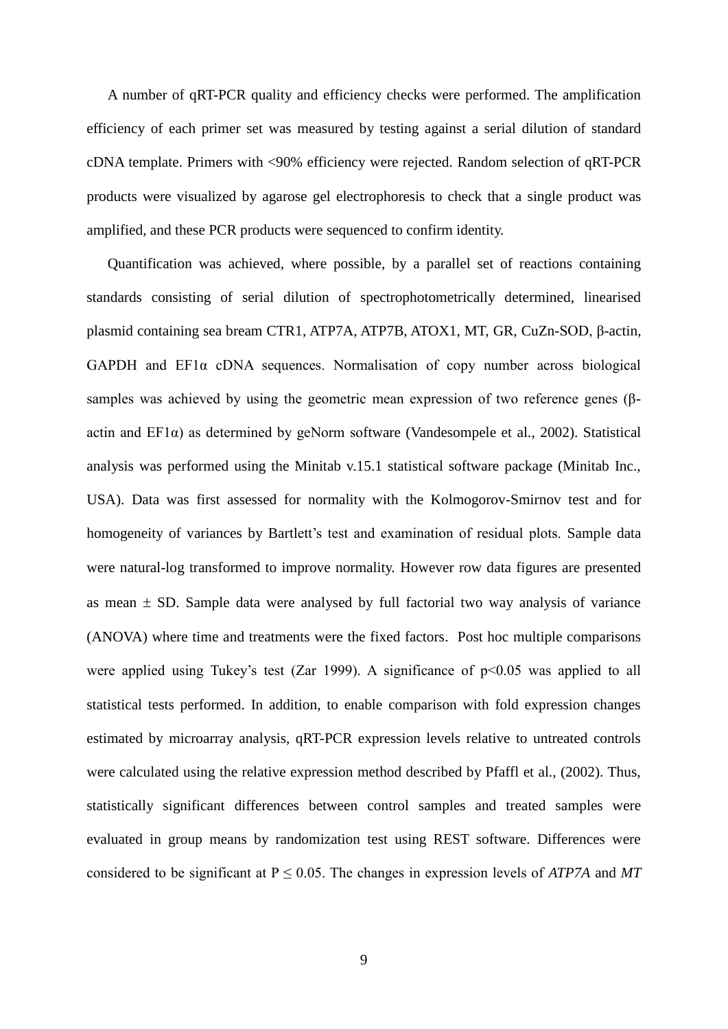A number of qRT-PCR quality and efficiency checks were performed. The amplification efficiency of each primer set was measured by testing against a serial dilution of standard cDNA template. Primers with <90% efficiency were rejected. Random selection of qRT-PCR products were visualized by agarose gel electrophoresis to check that a single product was amplified, and these PCR products were sequenced to confirm identity.

Quantification was achieved, where possible, by a parallel set of reactions containing standards consisting of serial dilution of spectrophotometrically determined, linearised plasmid containing sea bream CTR1, ATP7A, ATP7B, ATOX1, MT, GR, CuZn-SOD, β-actin, GAPDH and EF1α cDNA sequences. Normalisation of copy number across biological samples was achieved by using the geometric mean expression of two reference genes (β-actin and EF1α) as determined by geNorm software (Vandesompele et al., 2002). Statistical analysis was performed using the Minitab v.15.1 statistical software package (Minitab Inc., USA). Data was first assessed for normality with the Kolmogorov-Smirnov test and for homogeneity of variances by Bartlett's test and examination of residual plots. Sample data were natural-log transformed to improve normality. However row data figures are presented as mean ± SD. Sample data were analysed by full factorial two way analysis of variance (ANOVA) where time and treatments were the fixed factors. Post hoc multiple comparisons were applied using Tukey's test (Zar 1999). A significance of $p<0.05$ was applied to all statistical tests performed. In addition, to enable comparison with fold expression changes estimated by microarray analysis, qRT-PCR expression levels relative to untreated controls were calculated using the relative expression method described by Pfaffl et al., (2002). Thus, statistically significant differences between control samples and treated samples were evaluated in group means by randomization test using REST software. Differences were considered to be significant at $P \leq 0.05$. The changes in expression levels of *ATP7A* and *MT*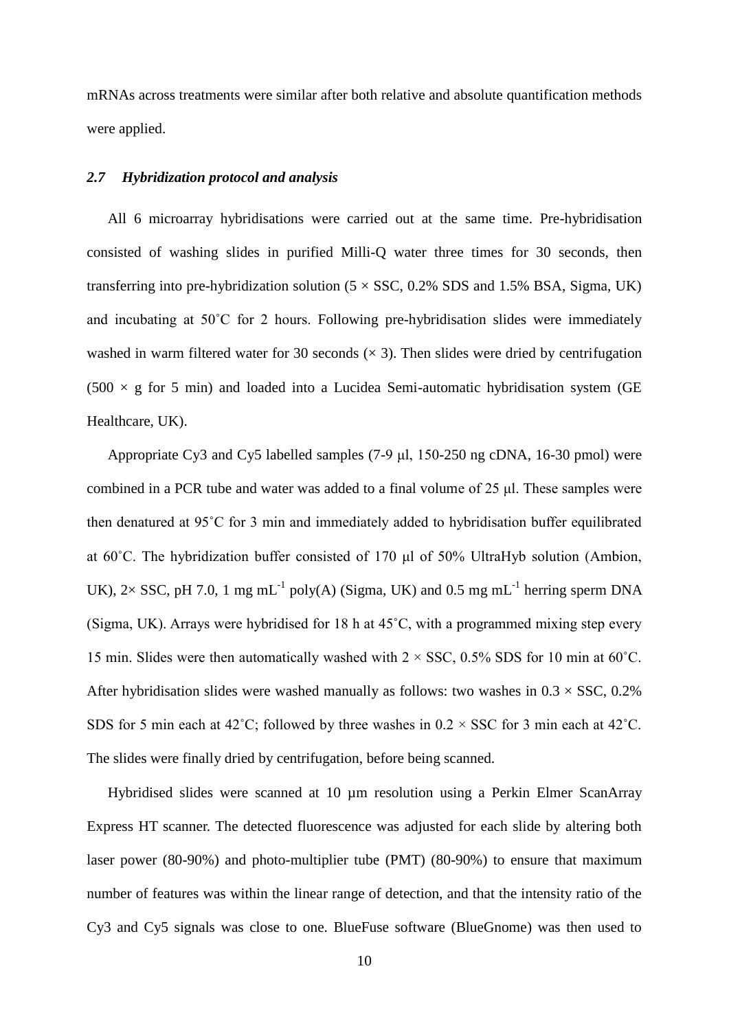mRNAs across treatments were similar after both relative and absolute quantification methods were applied.

### *2.7 Hybridization protocol and analysis*

All 6 microarray hybridisations were carried out at the same time. Pre-hybridisation consisted of washing slides in purified Milli-Q water three times for 30 seconds, then transferring into pre-hybridization solution (5 × SSC, 0.2% SDS and 1.5% BSA, Sigma, UK) and incubating at 50˚C for 2 hours. Following pre-hybridisation slides were immediately washed in warm filtered water for 30 seconds (× 3). Then slides were dried by centrifugation (500 × g for 5 min) and loaded into a Lucidea Semi-automatic hybridisation system (GE Healthcare, UK).

Appropriate Cy3 and Cy5 labelled samples (7-9 μl, 150-250 ng cDNA, 16-30 pmol) were combined in a PCR tube and water was added to a final volume of 25 μl. These samples were then denatured at 95˚C for 3 min and immediately added to hybridisation buffer equilibrated at 60˚C. The hybridization buffer consisted of 170 μl of 50% UltraHyb solution (Ambion, UK), 2× SSC, pH 7.0, 1 mg $mL^{-1}$ poly(A) (Sigma, UK) and 0.5 mg $mL^{-1}$ herring sperm DNA (Sigma, UK). Arrays were hybridised for 18 h at 45˚C, with a programmed mixing step every 15 min. Slides were then automatically washed with 2 × SSC, 0.5% SDS for 10 min at 60˚C. After hybridisation slides were washed manually as follows: two washes in 0.3 × SSC, 0.2% SDS for 5 min each at 42˚C; followed by three washes in 0.2 × SSC for 3 min each at 42˚C. The slides were finally dried by centrifugation, before being scanned.

Hybridised slides were scanned at 10 µm resolution using a Perkin Elmer ScanArray Express HT scanner. The detected fluorescence was adjusted for each slide by altering both laser power (80-90%) and photo-multiplier tube (PMT) (80-90%) to ensure that maximum number of features was within the linear range of detection, and that the intensity ratio of the Cy3 and Cy5 signals was close to one. BlueFuse software (BlueGnome) was then used to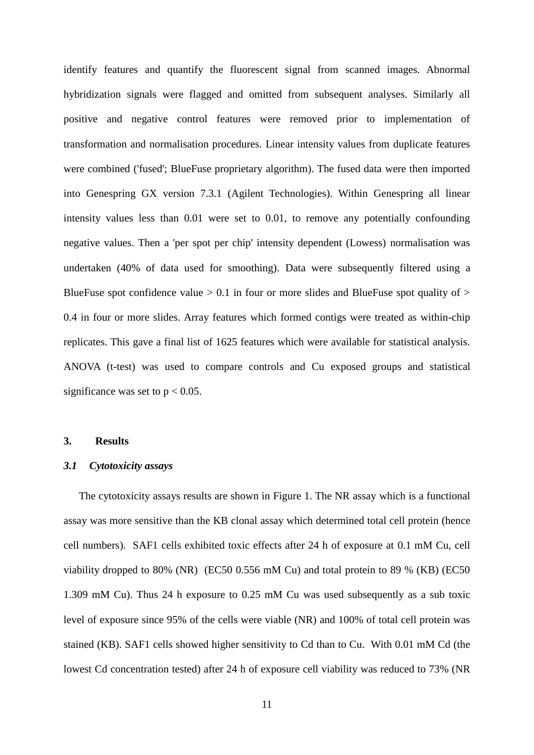identify features and quantify the fluorescent signal from scanned images. Abnormal hybridization signals were flagged and omitted from subsequent analyses. Similarly all positive and negative control features were removed prior to implementation of transformation and normalisation procedures. Linear intensity values from duplicate features were combined ('fused'; BlueFuse proprietary algorithm). The fused data were then imported into Genespring GX version 7.3.1 (Agilent Technologies). Within Genespring all linear intensity values less than 0.01 were set to 0.01, to remove any potentially confounding negative values. Then a 'per spot per chip' intensity dependent (Lowess) normalisation was undertaken (40% of data used for smoothing). Data were subsequently filtered using a BlueFuse spot confidence value > 0.1 in four or more slides and BlueFuse spot quality of > 0.4 in four or more slides. Array features which formed contigs were treated as within-chip replicates. This gave a final list of 1625 features which were available for statistical analysis. ANOVA (t-test) was used to compare controls and Cu exposed groups and statistical significance was set to $p < 0.05$.

## 3. Results

### *3.1 Cytotoxicity assays*

The cytotoxicity assays results are shown in Figure 1. The NR assay which is a functional assay was more sensitive than the KB clonal assay which determined total cell protein (hence cell numbers). SAF1 cells exhibited toxic effects after 24 h of exposure at 0.1 mM Cu, cell viability dropped to 80% (NR) (EC50 0.556 mM Cu) and total protein to 89 % (KB) (EC50 1.309 mM Cu). Thus 24 h exposure to 0.25 mM Cu was used subsequently as a sub toxic level of exposure since 95% of the cells were viable (NR) and 100% of total cell protein was stained (KB). SAF1 cells showed higher sensitivity to Cd than to Cu. With 0.01 mM Cd (the lowest Cd concentration tested) after 24 h of exposure cell viability was reduced to 73% (NR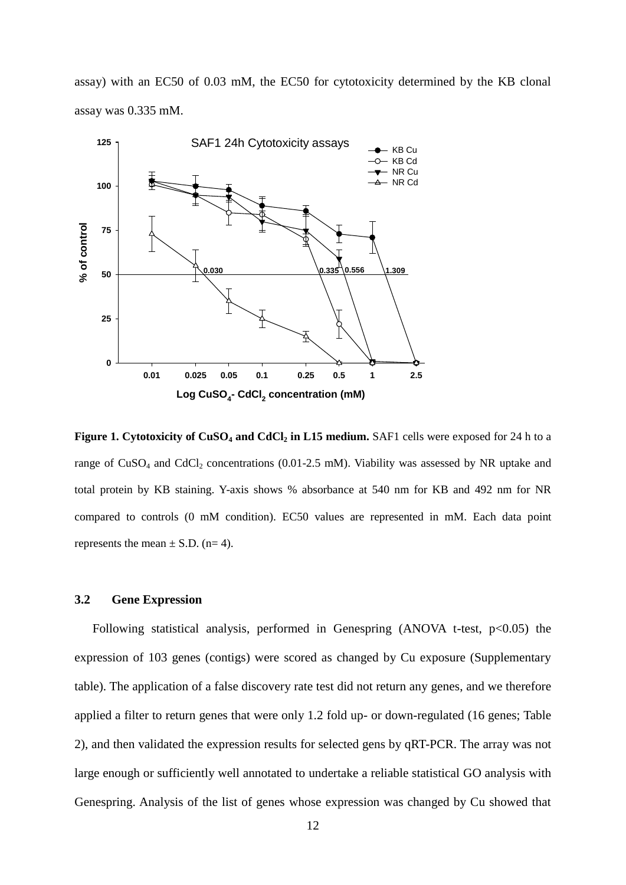assay) with an EC50 of 0.03 mM, the EC50 for cytotoxicity determined by the KB clonal assay was 0.335 mM.

**Figure 1. Cytotoxicity of $CuSO_4$ and $CdCl_2$ in L15 medium.** SAF1 cells were exposed for 24 h to a range of $CuSO_4$ and $CdCl_2$ concentrations (0.01-2.5 mM). Viability was assessed by NR uptake and total protein by KB staining. Y-axis shows % absorbance at 540 nm for KB and 492 nm for NR compared to controls (0 mM condition). EC50 values are represented in mM. Each data point represents the mean ± S.D. (n= 4).

### 3.2 Gene Expression

Following statistical analysis, performed in Genespring (ANOVA t-test, $p<0.05$) the expression of 103 genes (contigs) were scored as changed by Cu exposure (Supplementary table). The application of a false discovery rate test did not return any genes, and we therefore applied a filter to return genes that were only 1.2 fold up- or down-regulated (16 genes; Table 2), and then validated the expression results for selected gens by qRT-PCR. The array was not large enough or sufficiently well annotated to undertake a reliable statistical GO analysis with Genespring. Analysis of the list of genes whose expression was changed by Cu showed that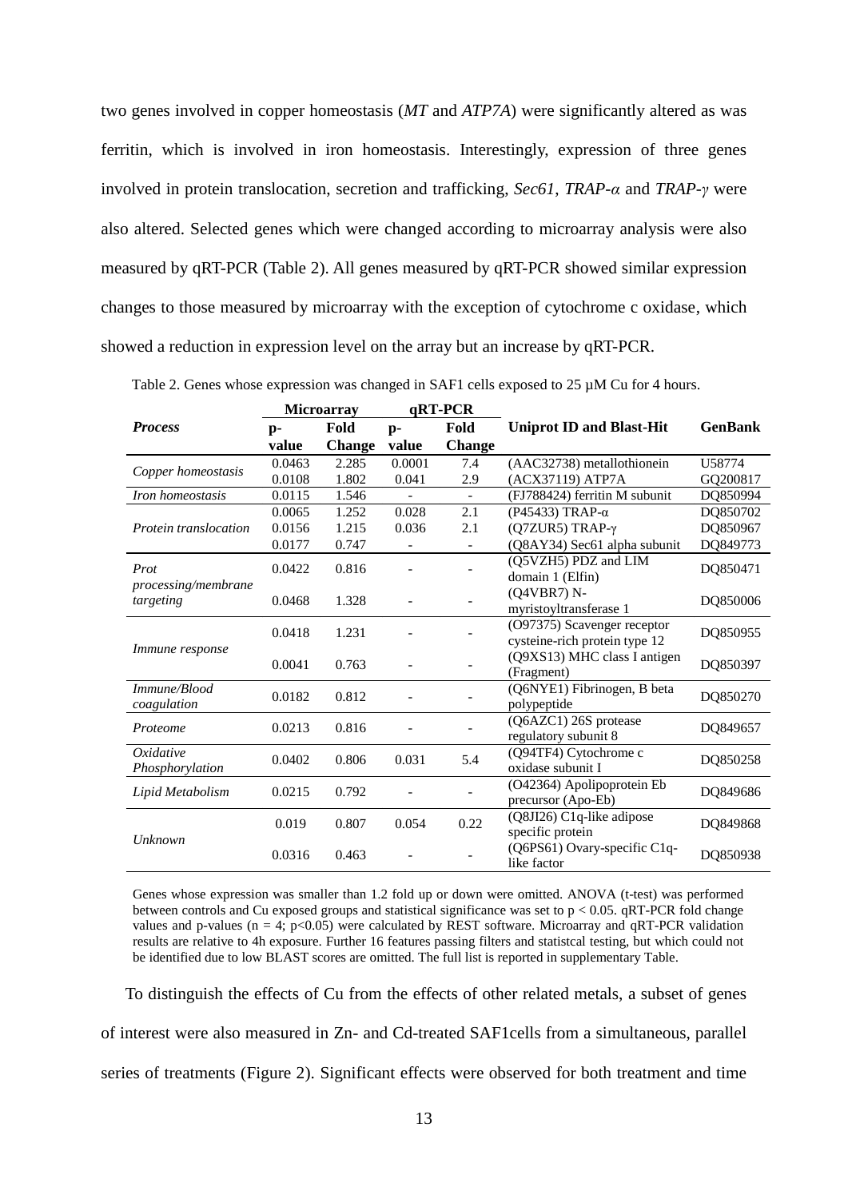two genes involved in copper homeostasis (*MT* and *ATP7A*) were significantly altered as was ferritin, which is involved in iron homeostasis. Interestingly, expression of three genes involved in protein translocation, secretion and trafficking, *Sec61*, *TRAP-α* and *TRAP-γ* were also altered. Selected genes which were changed according to microarray analysis were also measured by qRT-PCR (Table 2). All genes measured by qRT-PCR showed similar expression changes to those measured by microarray with the exception of cytochrome c oxidase, which showed a reduction in expression level on the array but an increase by qRT-PCR.

Table 2. Genes whose expression was changed in SAF1 cells exposed to 25 µM Cu for 4 hours.

| | Microarray | | qRT-PCR | | | |
|---|---|---|---|---|---|---|
| ***Process*** | **p-value** | **Fold Change** | **p-value** | **Fold Change** | **Uniprot ID and Blast-Hit** | **GenBank** |
| *Copper homeostasis* | 0.0463 | 2.285 | 0.0001 | 7.4 | (AAC32738) metallothionein | U58774 |
| | 0.0108 | 1.802 | 0.041 | 2.9 | (ACX37119) ATP7A | GQ200817 |
| *Iron homeostasis* | 0.0115 | 1.546 | - | - | (FJ788424) ferritin M subunit | DQ850994 |
| *Protein translocation* | 0.0065 | 1.252 | 0.028 | 2.1 | (P45433) TRAP-α | DQ850702 |
| | 0.0156 | 1.215 | 0.036 | 2.1 | (Q7ZUR5) TRAP-γ | DQ850967 |
| | 0.0177 | 0.747 | - | - | (Q8AY34) Sec61 alpha subunit | DQ849773 |
| *Prot processing/membrane targeting* | 0.0422 | 0.816 | - | - | (Q5VZH5) PDZ and LIM domain 1 (Elfin) | DQ850471 |
| | 0.0468 | 1.328 | - | - | (Q4VBR7) N-myristoyltransferase 1 | DQ850006 |
| *Immune response* | 0.0418 | 1.231 | - | - | (O97375) Scavenger receptor cysteine-rich protein type 12 | DQ850955 |
| | 0.0041 | 0.763 | - | - | (Q9XS13) MHC class I antigen (Fragment) | DQ850397 |
| *Immune/Blood coagulation* | 0.0182 | 0.812 | - | - | (Q6NYE1) Fibrinogen, B beta polypeptide | DQ850270 |
| *Proteome* | 0.0213 | 0.816 | - | - | (Q6AZC1) 26S protease regulatory subunit 8 | DQ849657 |
| *Oxidative Phosphorylation* | 0.0402 | 0.806 | 0.031 | 5.4 | (Q94TF4) Cytochrome c oxidase subunit I | DQ850258 |
| *Lipid Metabolism* | 0.0215 | 0.792 | - | - | (O42364) Apolipoprotein Eb precursor (Apo-Eb) | DQ849686 |
| *Unknown* | 0.019 | 0.807 | 0.054 | 0.22 | (Q8JI26) C1q-like adipose specific protein | DQ849868 |
| | 0.0316 | 0.463 | - | - | (Q6PS61) Ovary-specific C1q-like factor | DQ850938 |

Genes whose expression was smaller than 1.2 fold up or down were omitted. ANOVA (t-test) was performed between controls and Cu exposed groups and statistical significance was set to $p < 0.05$. qRT-PCR fold change values and p-values ($n = 4$; $p<0.05$) were calculated by REST software. Microarray and qRT-PCR validation results are relative to 4h exposure. Further 16 features passing filters and statistcal testing, but which could not be identified due to low BLAST scores are omitted. The full list is reported in supplementary Table.

To distinguish the effects of Cu from the effects of other related metals, a subset of genes of interest were also measured in Zn- and Cd-treated SAF1cells from a simultaneous, parallel series of treatments (Figure 2). Significant effects were observed for both treatment and time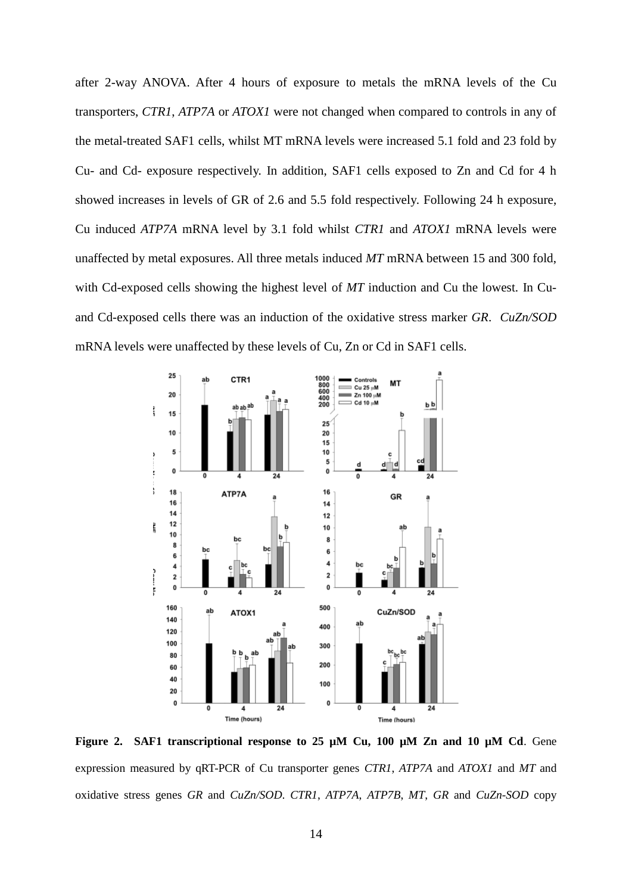after 2-way ANOVA. After 4 hours of exposure to metals the mRNA levels of the Cu transporters, *CTR1*, *ATP7A* or *ATOX1* were not changed when compared to controls in any of the metal-treated SAF1 cells, whilst MT mRNA levels were increased 5.1 fold and 23 fold by Cu- and Cd- exposure respectively. In addition, SAF1 cells exposed to Zn and Cd for 4 h showed increases in levels of GR of 2.6 and 5.5 fold respectively. Following 24 h exposure, Cu induced *ATP7A* mRNA level by 3.1 fold whilst *CTR1* and *ATOX1* mRNA levels were unaffected by metal exposures. All three metals induced *MT* mRNA between 15 and 300 fold, with Cd-exposed cells showing the highest level of *MT* induction and Cu the lowest. In Cu- and Cd-exposed cells there was an induction of the oxidative stress marker *GR*. *CuZn/SOD* mRNA levels were unaffected by these levels of Cu, Zn or Cd in SAF1 cells.

**Figure 2. SAF1 transcriptional response to 25 µM Cu, 100 µM Zn and 10 µM Cd**. Gene expression measured by qRT-PCR of Cu transporter genes *CTR1*, *ATP7A* and *ATOX1* and *MT* and oxidative stress genes *GR* and *CuZn/SOD*. *CTR1*, *ATP7A*, *ATP7B*, *MT*, *GR* and *CuZn-SOD* copy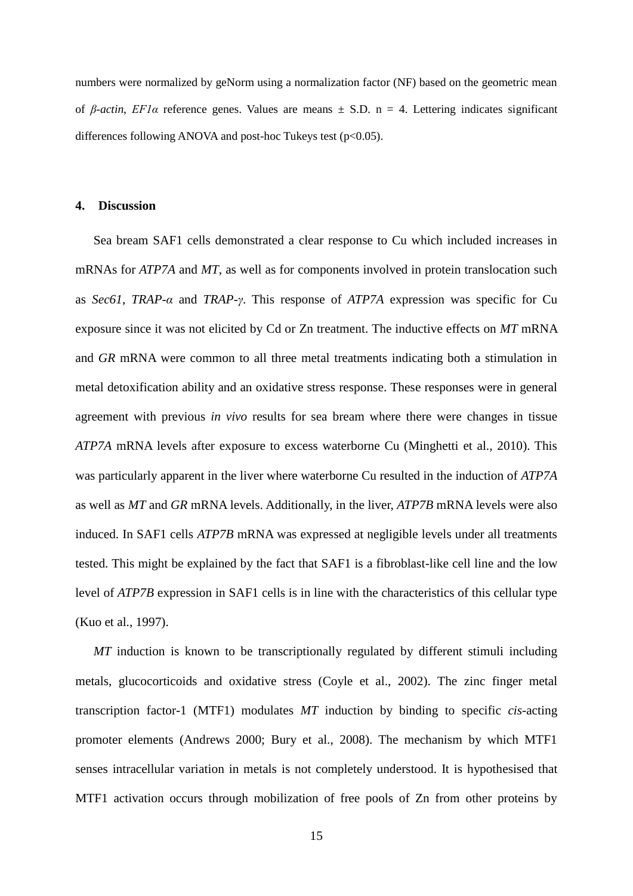numbers were normalized by geNorm using a normalization factor (NF) based on the geometric mean of *β-actin*, *EF1α* reference genes. Values are means ± S.D. n = 4. Lettering indicates significant differences following ANOVA and post-hoc Tukeys test ($p<0.05$).

## 4. Discussion

Sea bream SAF1 cells demonstrated a clear response to Cu which included increases in mRNAs for *ATP7A* and *MT*, as well as for components involved in protein translocation such as *Sec61*, *TRAP-α* and *TRAP-γ*. This response of *ATP7A* expression was specific for Cu exposure since it was not elicited by Cd or Zn treatment. The inductive effects on *MT* mRNA and *GR* mRNA were common to all three metal treatments indicating both a stimulation in metal detoxification ability and an oxidative stress response. These responses were in general agreement with previous *in vivo* results for sea bream where there were changes in tissue *ATP7A* mRNA levels after exposure to excess waterborne Cu (Minghetti et al., 2010). This was particularly apparent in the liver where waterborne Cu resulted in the induction of *ATP7A* as well as *MT* and *GR* mRNA levels. Additionally, in the liver, *ATP7B* mRNA levels were also induced. In SAF1 cells *ATP7B* mRNA was expressed at negligible levels under all treatments tested. This might be explained by the fact that SAF1 is a fibroblast-like cell line and the low level of *ATP7B* expression in SAF1 cells is in line with the characteristics of this cellular type (Kuo et al., 1997).

*MT* induction is known to be transcriptionally regulated by different stimuli including metals, glucocorticoids and oxidative stress (Coyle et al., 2002). The zinc finger metal transcription factor-1 (MTF1) modulates *MT* induction by binding to specific *cis*-acting promoter elements (Andrews 2000; Bury et al., 2008). The mechanism by which MTF1 senses intracellular variation in metals is not completely understood. It is hypothesised that MTF1 activation occurs through mobilization of free pools of Zn from other proteins by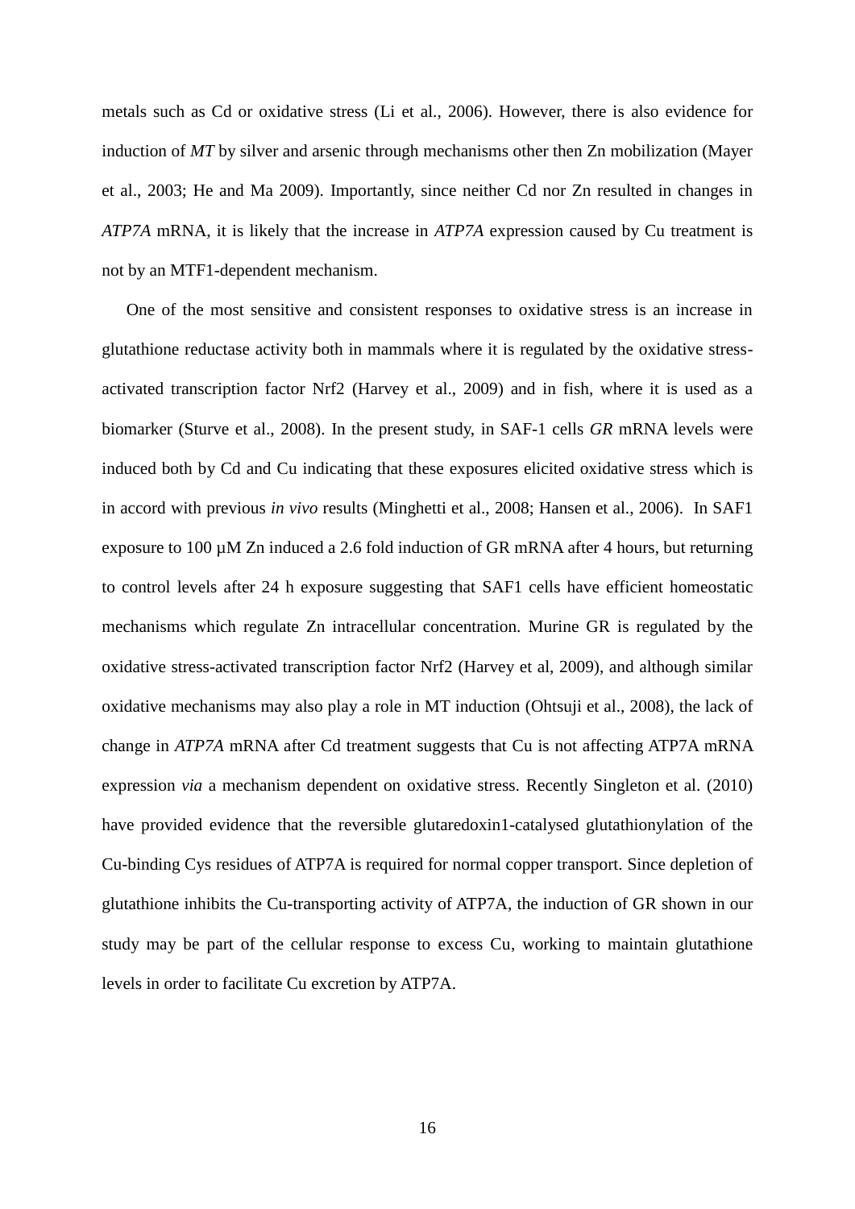metals such as Cd or oxidative stress (Li et al., 2006). However, there is also evidence for induction of *MT* by silver and arsenic through mechanisms other then Zn mobilization (Mayer et al., 2003; He and Ma 2009). Importantly, since neither Cd nor Zn resulted in changes in *ATP7A* mRNA, it is likely that the increase in *ATP7A* expression caused by Cu treatment is not by an MTF1-dependent mechanism.

One of the most sensitive and consistent responses to oxidative stress is an increase in glutathione reductase activity both in mammals where it is regulated by the oxidative stress-activated transcription factor Nrf2 (Harvey et al., 2009) and in fish, where it is used as a biomarker (Sturve et al., 2008). In the present study, in SAF-1 cells *GR* mRNA levels were induced both by Cd and Cu indicating that these exposures elicited oxidative stress which is in accord with previous *in vivo* results (Minghetti et al., 2008; Hansen et al., 2006). In SAF1 exposure to 100 µM Zn induced a 2.6 fold induction of GR mRNA after 4 hours, but returning to control levels after 24 h exposure suggesting that SAF1 cells have efficient homeostatic mechanisms which regulate Zn intracellular concentration. Murine GR is regulated by the oxidative stress-activated transcription factor Nrf2 (Harvey et al, 2009), and although similar oxidative mechanisms may also play a role in MT induction (Ohtsuji et al., 2008), the lack of change in *ATP7A* mRNA after Cd treatment suggests that Cu is not affecting ATP7A mRNA expression *via* a mechanism dependent on oxidative stress. Recently Singleton et al. (2010) have provided evidence that the reversible glutaredoxin1-catalysed glutathionylation of the Cu-binding Cys residues of ATP7A is required for normal copper transport. Since depletion of glutathione inhibits the Cu-transporting activity of ATP7A, the induction of GR shown in our study may be part of the cellular response to excess Cu, working to maintain glutathione levels in order to facilitate Cu excretion by ATP7A.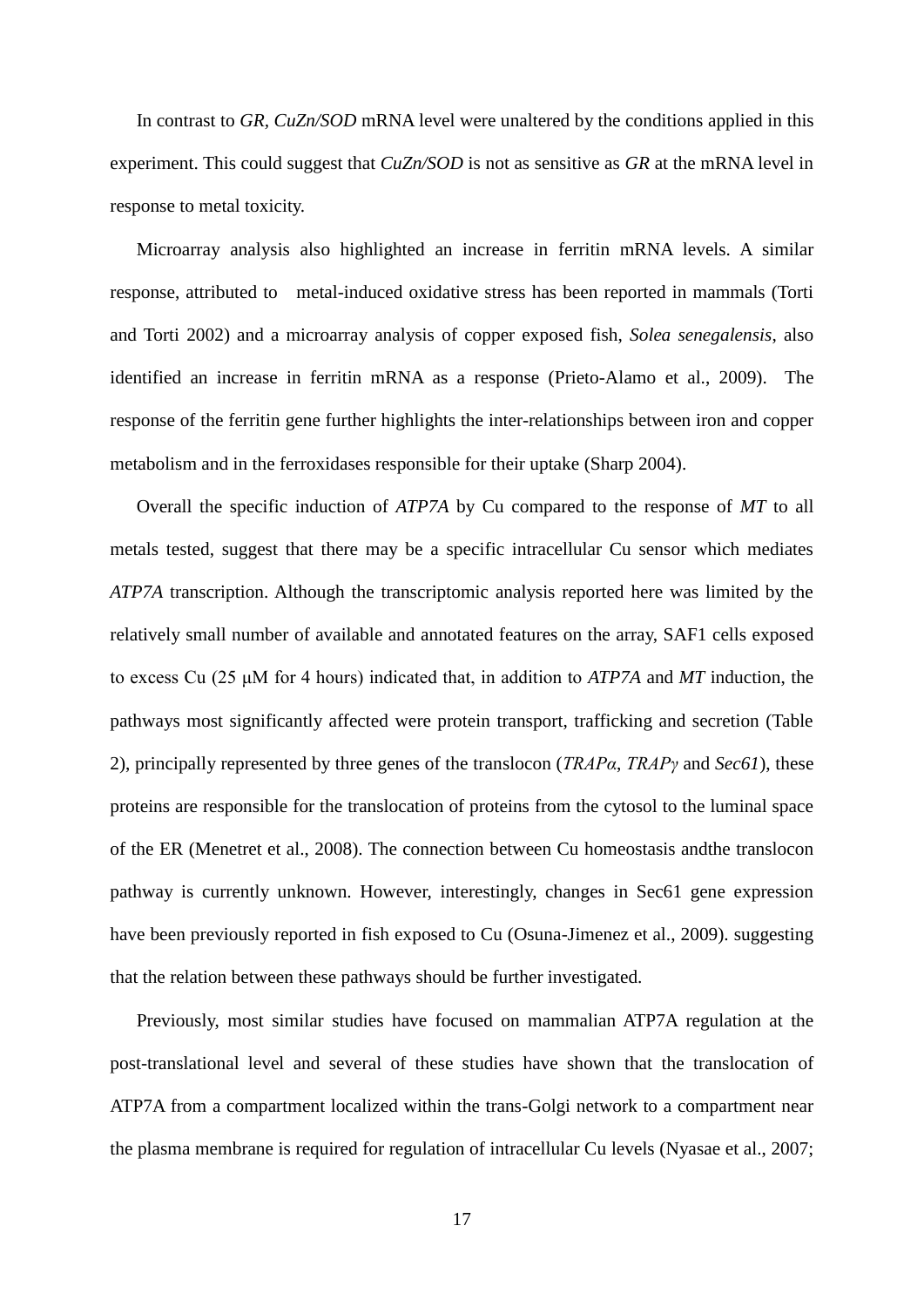In contrast to *GR*, *CuZn/SOD* mRNA level were unaltered by the conditions applied in this experiment. This could suggest that *CuZn/SOD* is not as sensitive as *GR* at the mRNA level in response to metal toxicity.

Microarray analysis also highlighted an increase in ferritin mRNA levels. A similar response, attributed to metal-induced oxidative stress has been reported in mammals (Torti and Torti 2002) and a microarray analysis of copper exposed fish, *Solea senegalensis*, also identified an increase in ferritin mRNA as a response (Prieto-Alamo et al., 2009). The response of the ferritin gene further highlights the inter-relationships between iron and copper metabolism and in the ferroxidases responsible for their uptake (Sharp 2004).

Overall the specific induction of *ATP7A* by Cu compared to the response of *MT* to all metals tested, suggest that there may be a specific intracellular Cu sensor which mediates *ATP7A* transcription. Although the transcriptomic analysis reported here was limited by the relatively small number of available and annotated features on the array, SAF1 cells exposed to excess Cu (25 μM for 4 hours) indicated that, in addition to *ATP7A* and *MT* induction, the pathways most significantly affected were protein transport, trafficking and secretion (Table 2), principally represented by three genes of the translocon (*TRAPα*, *TRAPγ* and *Sec61*), these proteins are responsible for the translocation of proteins from the cytosol to the luminal space of the ER (Menetret et al., 2008). The connection between Cu homeostasis andthe translocon pathway is currently unknown. However, interestingly, changes in Sec61 gene expression have been previously reported in fish exposed to Cu (Osuna-Jimenez et al., 2009). suggesting that the relation between these pathways should be further investigated.

Previously, most similar studies have focused on mammalian ATP7A regulation at the post-translational level and several of these studies have shown that the translocation of ATP7A from a compartment localized within the trans-Golgi network to a compartment near the plasma membrane is required for regulation of intracellular Cu levels (Nyasae et al., 2007;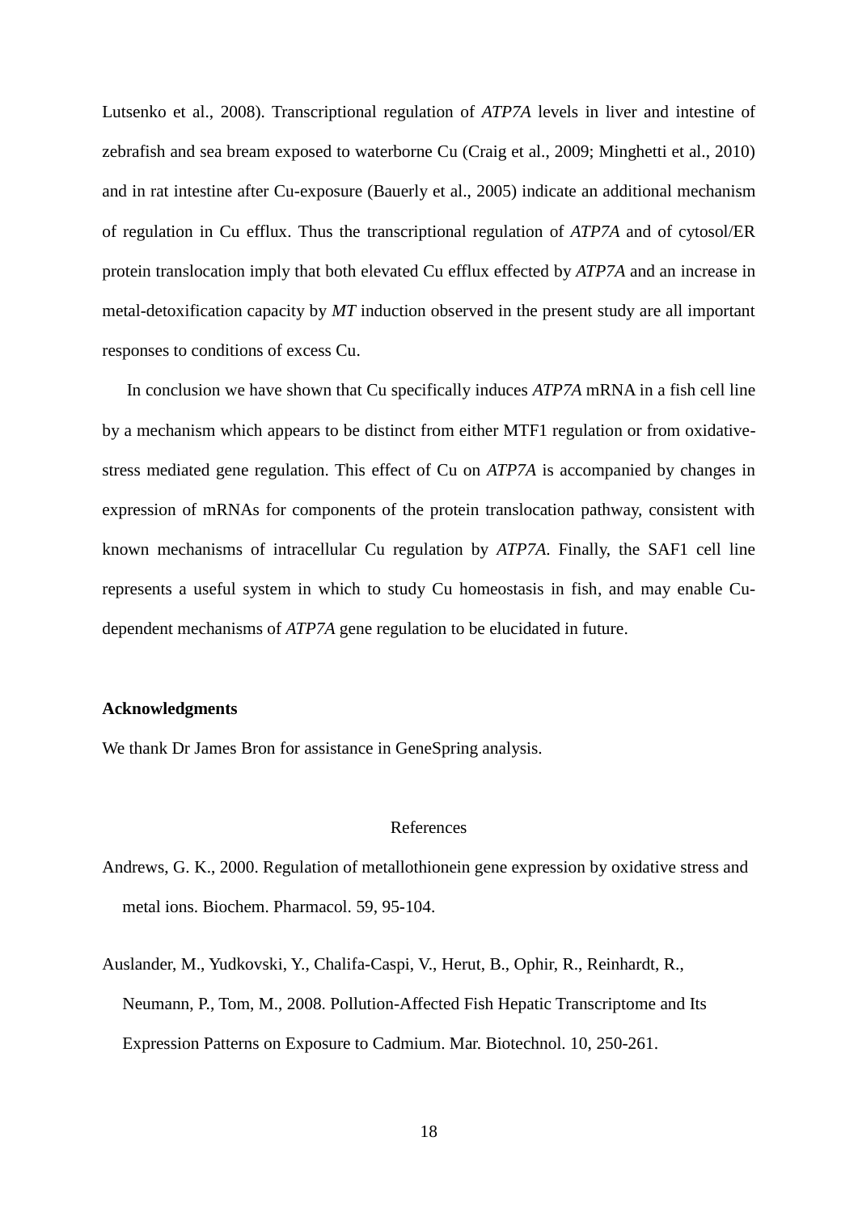Lutsenko et al., 2008). Transcriptional regulation of *ATP7A* levels in liver and intestine of zebrafish and sea bream exposed to waterborne Cu (Craig et al., 2009; Minghetti et al., 2010) and in rat intestine after Cu-exposure (Bauerly et al., 2005) indicate an additional mechanism of regulation in Cu efflux. Thus the transcriptional regulation of *ATP7A* and of cytosol/ER protein translocation imply that both elevated Cu efflux effected by *ATP7A* and an increase in metal-detoxification capacity by *MT* induction observed in the present study are all important responses to conditions of excess Cu.

In conclusion we have shown that Cu specifically induces *ATP7A* mRNA in a fish cell line by a mechanism which appears to be distinct from either MTF1 regulation or from oxidative-stress mediated gene regulation. This effect of Cu on *ATP7A* is accompanied by changes in expression of mRNAs for components of the protein translocation pathway, consistent with known mechanisms of intracellular Cu regulation by *ATP7A*. Finally, the SAF1 cell line represents a useful system in which to study Cu homeostasis in fish, and may enable Cu-dependent mechanisms of *ATP7A* gene regulation to be elucidated in future.

**Acknowledgments**

We thank Dr James Bron for assistance in GeneSpring analysis.

## References

Andrews, G. K., 2000. Regulation of metallothionein gene expression by oxidative stress and metal ions. Biochem. Pharmacol. 59, 95-104.

Auslander, M., Yudkovski, Y., Chalifa-Caspi, V., Herut, B., Ophir, R., Reinhardt, R., Neumann, P., Tom, M., 2008. Pollution-Affected Fish Hepatic Transcriptome and Its Expression Patterns on Exposure to Cadmium. Mar. Biotechnol. 10, 250-261.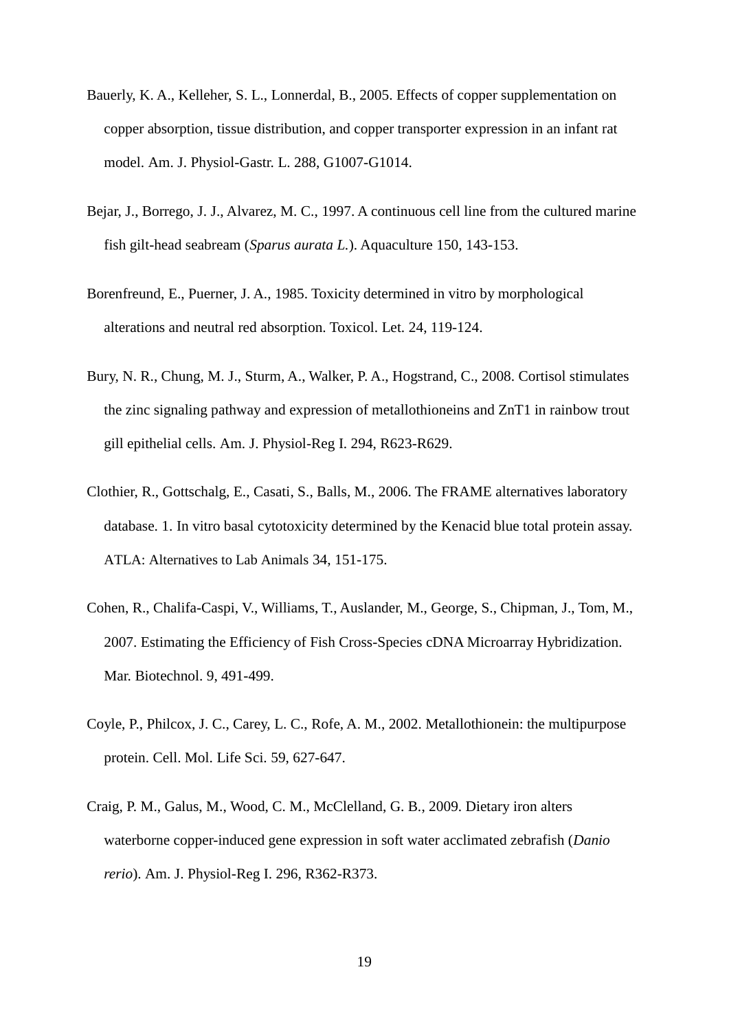Bauerly, K. A., Kelleher, S. L., Lonnerdal, B., 2005. Effects of copper supplementation on copper absorption, tissue distribution, and copper transporter expression in an infant rat model. Am. J. Physiol-Gastr. L. 288, G1007-G1014.

Bejar, J., Borrego, J. J., Alvarez, M. C., 1997. A continuous cell line from the cultured marine fish gilt-head seabream (*Sparus aurata L.*). Aquaculture 150, 143-153.

Borenfreund, E., Puerner, J. A., 1985. Toxicity determined in vitro by morphological alterations and neutral red absorption. Toxicol. Let. 24, 119-124.

Bury, N. R., Chung, M. J., Sturm, A., Walker, P. A., Hogstrand, C., 2008. Cortisol stimulates the zinc signaling pathway and expression of metallothioneins and ZnT1 in rainbow trout gill epithelial cells. Am. J. Physiol-Reg I. 294, R623-R629.

Clothier, R., Gottschalg, E., Casati, S., Balls, M., 2006. The FRAME alternatives laboratory database. 1. In vitro basal cytotoxicity determined by the Kenacid blue total protein assay. ATLA: Alternatives to Lab Animals 34, 151-175.

Cohen, R., Chalifa-Caspi, V., Williams, T., Auslander, M., George, S., Chipman, J., Tom, M., 2007. Estimating the Efficiency of Fish Cross-Species cDNA Microarray Hybridization. Mar. Biotechnol. 9, 491-499.

Coyle, P., Philcox, J. C., Carey, L. C., Rofe, A. M., 2002. Metallothionein: the multipurpose protein. Cell. Mol. Life Sci. 59, 627-647.

Craig, P. M., Galus, M., Wood, C. M., McClelland, G. B., 2009. Dietary iron alters waterborne copper-induced gene expression in soft water acclimated zebrafish (*Danio rerio*). Am. J. Physiol-Reg I. 296, R362-R373.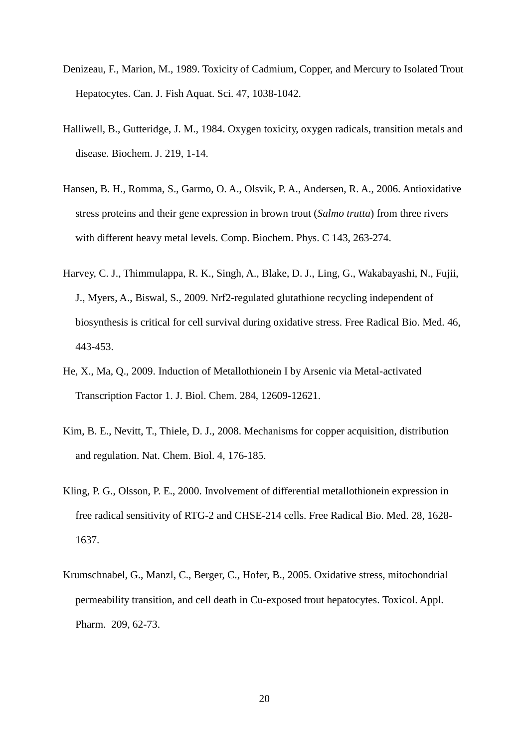Denizeau, F., Marion, M., 1989. Toxicity of Cadmium, Copper, and Mercury to Isolated Trout Hepatocytes. Can. J. Fish Aquat. Sci. 47, 1038-1042.

Halliwell, B., Gutteridge, J. M., 1984. Oxygen toxicity, oxygen radicals, transition metals and disease. Biochem. J. 219, 1-14.

Hansen, B. H., Romma, S., Garmo, O. A., Olsvik, P. A., Andersen, R. A., 2006. Antioxidative stress proteins and their gene expression in brown trout (*Salmo trutta*) from three rivers with different heavy metal levels. Comp. Biochem. Phys. C 143, 263-274.

Harvey, C. J., Thimmulappa, R. K., Singh, A., Blake, D. J., Ling, G., Wakabayashi, N., Fujii, J., Myers, A., Biswal, S., 2009. Nrf2-regulated glutathione recycling independent of biosynthesis is critical for cell survival during oxidative stress. Free Radical Bio. Med. 46, 443-453.

He, X., Ma, Q., 2009. Induction of Metallothionein I by Arsenic via Metal-activated Transcription Factor 1. J. Biol. Chem. 284, 12609-12621.

Kim, B. E., Nevitt, T., Thiele, D. J., 2008. Mechanisms for copper acquisition, distribution and regulation. Nat. Chem. Biol. 4, 176-185.

Kling, P. G., Olsson, P. E., 2000. Involvement of differential metallothionein expression in free radical sensitivity of RTG-2 and CHSE-214 cells. Free Radical Bio. Med. 28, 1628-1637.

Krumschnabel, G., Manzl, C., Berger, C., Hofer, B., 2005. Oxidative stress, mitochondrial permeability transition, and cell death in Cu-exposed trout hepatocytes. Toxicol. Appl. Pharm. 209, 62-73.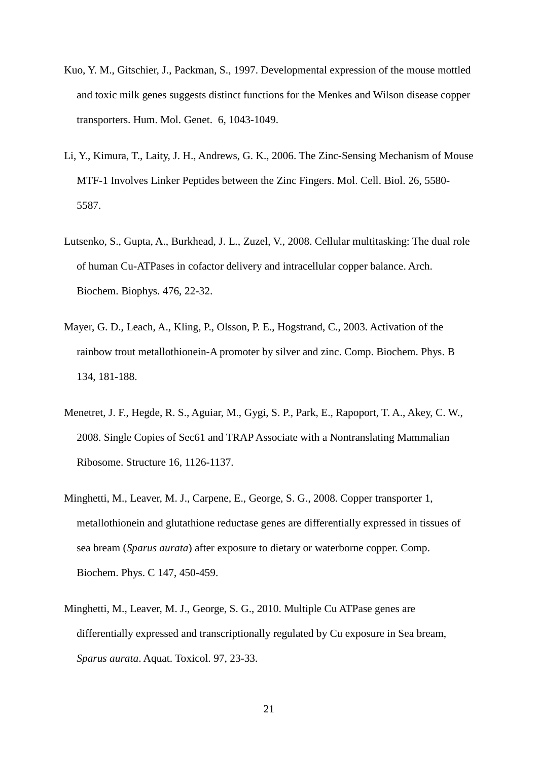Kuo, Y. M., Gitschier, J., Packman, S., 1997. Developmental expression of the mouse mottled and toxic milk genes suggests distinct functions for the Menkes and Wilson disease copper transporters. Hum. Mol. Genet. 6, 1043-1049.

Li, Y., Kimura, T., Laity, J. H., Andrews, G. K., 2006. The Zinc-Sensing Mechanism of Mouse MTF-1 Involves Linker Peptides between the Zinc Fingers. Mol. Cell. Biol. 26, 5580-5587.

Lutsenko, S., Gupta, A., Burkhead, J. L., Zuzel, V., 2008. Cellular multitasking: The dual role of human Cu-ATPases in cofactor delivery and intracellular copper balance. Arch. Biochem. Biophys. 476, 22-32.

Mayer, G. D., Leach, A., Kling, P., Olsson, P. E., Hogstrand, C., 2003. Activation of the rainbow trout metallothionein-A promoter by silver and zinc. Comp. Biochem. Phys. B 134, 181-188.

Menetret, J. F., Hegde, R. S., Aguiar, M., Gygi, S. P., Park, E., Rapoport, T. A., Akey, C. W., 2008. Single Copies of Sec61 and TRAP Associate with a Nontranslating Mammalian Ribosome. Structure 16, 1126-1137.

Minghetti, M., Leaver, M. J., Carpene, E., George, S. G., 2008. Copper transporter 1, metallothionein and glutathione reductase genes are differentially expressed in tissues of sea bream (*Sparus aurata*) after exposure to dietary or waterborne copper. Comp. Biochem. Phys. C 147, 450-459.

Minghetti, M., Leaver, M. J., George, S. G., 2010. Multiple Cu ATPase genes are differentially expressed and transcriptionally regulated by Cu exposure in Sea bream, *Sparus aurata*. Aquat. Toxicol. 97, 23-33.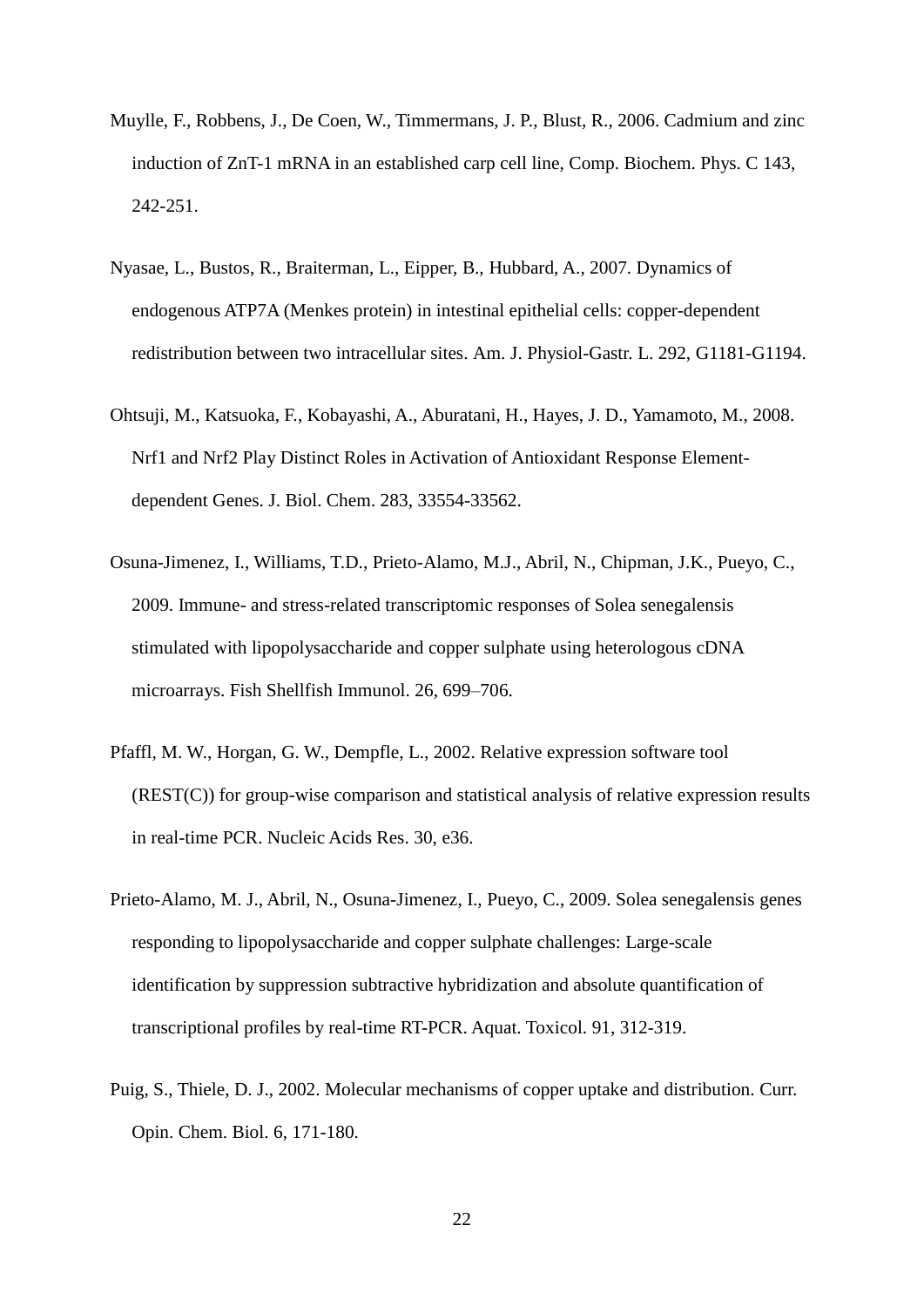Muylle, F., Robbens, J., De Coen, W., Timmermans, J. P., Blust, R., 2006. Cadmium and zinc induction of ZnT-1 mRNA in an established carp cell line, Comp. Biochem. Phys. C 143, 242-251.

Nyasae, L., Bustos, R., Braiterman, L., Eipper, B., Hubbard, A., 2007. Dynamics of endogenous ATP7A (Menkes protein) in intestinal epithelial cells: copper-dependent redistribution between two intracellular sites. Am. J. Physiol-Gastr. L. 292, G1181-G1194.

Ohtsuji, M., Katsuoka, F., Kobayashi, A., Aburatani, H., Hayes, J. D., Yamamoto, M., 2008. Nrf1 and Nrf2 Play Distinct Roles in Activation of Antioxidant Response Element-dependent Genes. J. Biol. Chem. 283, 33554-33562.

Osuna-Jimenez, I., Williams, T.D., Prieto-Alamo, M.J., Abril, N., Chipman, J.K., Pueyo, C., 2009. Immune- and stress-related transcriptomic responses of Solea senegalensis stimulated with lipopolysaccharide and copper sulphate using heterologous cDNA microarrays. Fish Shellfish Immunol. 26, 699–706.

Pfaffl, M. W., Horgan, G. W., Dempfle, L., 2002. Relative expression software tool (REST(C)) for group-wise comparison and statistical analysis of relative expression results in real-time PCR. Nucleic Acids Res. 30, e36.

Prieto-Alamo, M. J., Abril, N., Osuna-Jimenez, I., Pueyo, C., 2009. Solea senegalensis genes responding to lipopolysaccharide and copper sulphate challenges: Large-scale identification by suppression subtractive hybridization and absolute quantification of transcriptional profiles by real-time RT-PCR. Aquat. Toxicol. 91, 312-319.

Puig, S., Thiele, D. J., 2002. Molecular mechanisms of copper uptake and distribution. Curr. Opin. Chem. Biol. 6, 171-180.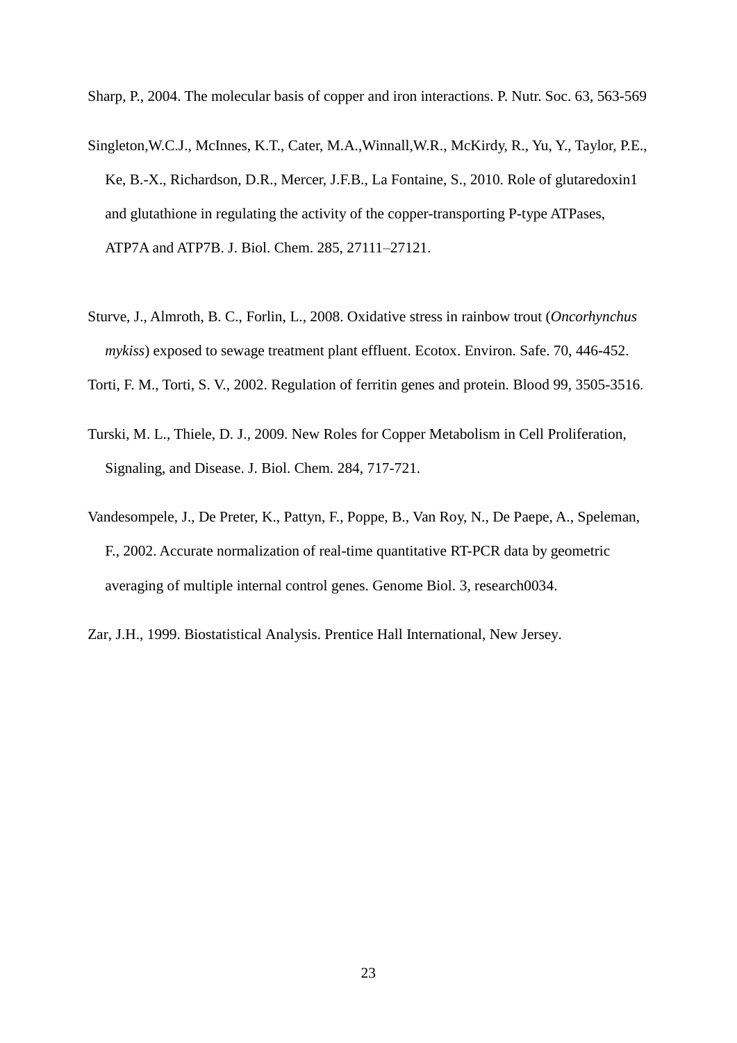Sharp, P., 2004. The molecular basis of copper and iron interactions. P. Nutr. Soc. 63, 563-569

Singleton,W.C.J., McInnes, K.T., Cater, M.A.,Winnall,W.R., McKirdy, R., Yu, Y., Taylor, P.E., Ke, B.-X., Richardson, D.R., Mercer, J.F.B., La Fontaine, S., 2010. Role of glutaredoxin1 and glutathione in regulating the activity of the copper-transporting P-type ATPases, ATP7A and ATP7B. J. Biol. Chem. 285, 27111–27121.

Sturve, J., Almroth, B. C., Forlin, L., 2008. Oxidative stress in rainbow trout (*Oncorhynchus mykiss*) exposed to sewage treatment plant effluent. Ecotox. Environ. Safe. 70, 446-452.

Torti, F. M., Torti, S. V., 2002. Regulation of ferritin genes and protein. Blood 99, 3505-3516.

Turski, M. L., Thiele, D. J., 2009. New Roles for Copper Metabolism in Cell Proliferation, Signaling, and Disease. J. Biol. Chem. 284, 717-721.

Vandesompele, J., De Preter, K., Pattyn, F., Poppe, B., Van Roy, N., De Paepe, A., Speleman, F., 2002. Accurate normalization of real-time quantitative RT-PCR data by geometric averaging of multiple internal control genes. Genome Biol. 3, research0034.

Zar, J.H., 1999. Biostatistical Analysis. Prentice Hall International, New Jersey.